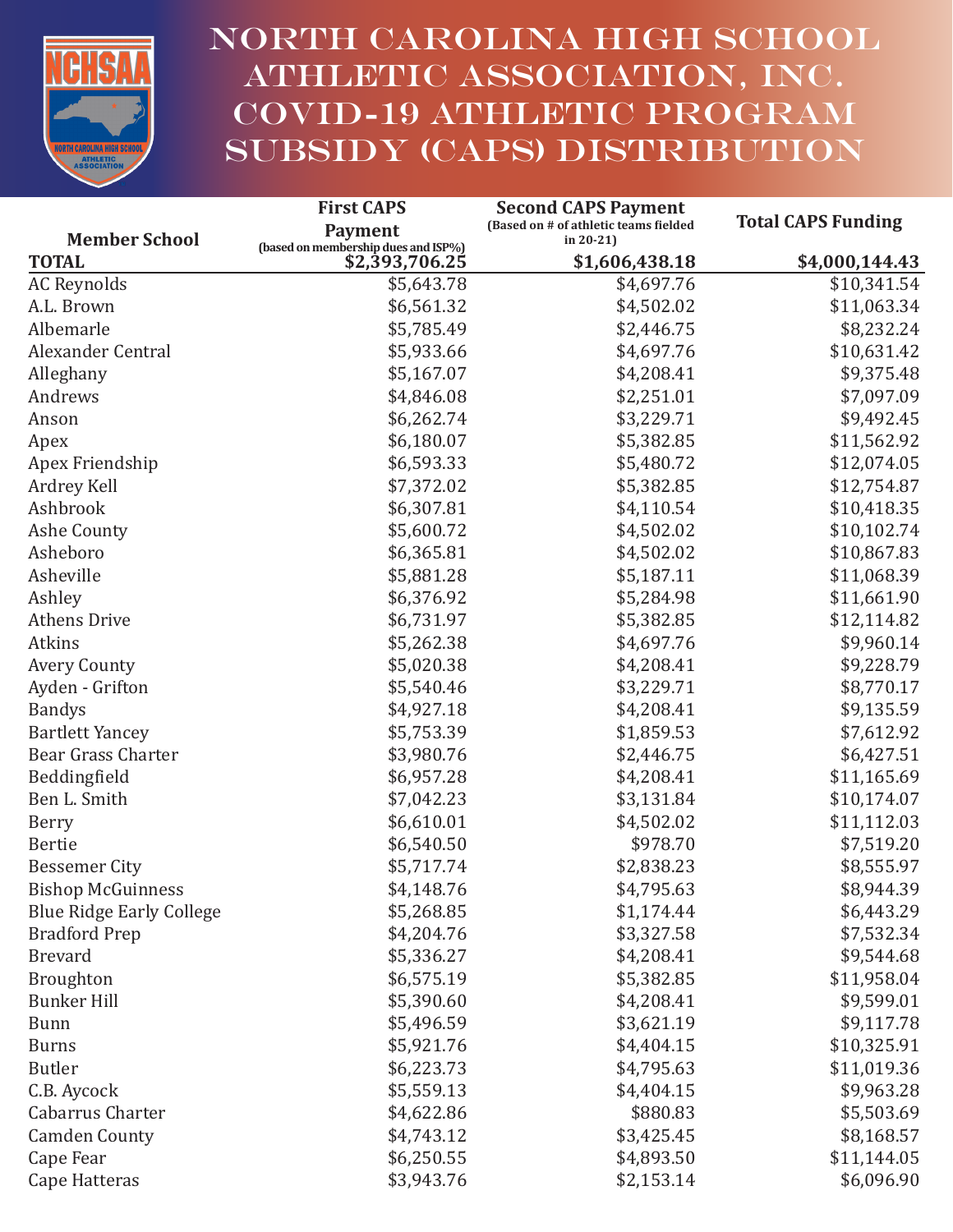# North Carolina High School Athletic Association, Inc. COVID-19 Athletic Program Subsidy (CAPS) Distribution

| Member School | First CAPS Payment (based on membership dues and ISP%) | Second CAPS Payment (Based on # of athletic teams fielded in 20-21) | Total CAPS Funding |
|---|---|---|---|
| **TOTAL** | **$2,393,706.25** | **$1,606,438.18** | **$4,000,144.43** |
| AC Reynolds | $5,643.78 | $4,697.76 | $10,341.54 |
| A.L. Brown | $6,561.32 | $4,502.02 | $11,063.34 |
| Albemarle | $5,785.49 | $2,446.75 | $8,232.24 |
| Alexander Central | $5,933.66 | $4,697.76 | $10,631.42 |
| Alleghany | $5,167.07 | $4,208.41 | $9,375.48 |
| Andrews | $4,846.08 | $2,251.01 | $7,097.09 |
| Anson | $6,262.74 | $3,229.71 | $9,492.45 |
| Apex | $6,180.07 | $5,382.85 | $11,562.92 |
| Apex Friendship | $6,593.33 | $5,480.72 | $12,074.05 |
| Ardrey Kell | $7,372.02 | $5,382.85 | $12,754.87 |
| Ashbrook | $6,307.81 | $4,110.54 | $10,418.35 |
| Ashe County | $5,600.72 | $4,502.02 | $10,102.74 |
| Asheboro | $6,365.81 | $4,502.02 | $10,867.83 |
| Asheville | $5,881.28 | $5,187.11 | $11,068.39 |
| Ashley | $6,376.92 | $5,284.98 | $11,661.90 |
| Athens Drive | $6,731.97 | $5,382.85 | $12,114.82 |
| Atkins | $5,262.38 | $4,697.76 | $9,960.14 |
| Avery County | $5,020.38 | $4,208.41 | $9,228.79 |
| Ayden - Grifton | $5,540.46 | $3,229.71 | $8,770.17 |
| Bandys | $4,927.18 | $4,208.41 | $9,135.59 |
| Bartlett Yancey | $5,753.39 | $1,859.53 | $7,612.92 |
| Bear Grass Charter | $3,980.76 | $2,446.75 | $6,427.51 |
| Beddingfield | $6,957.28 | $4,208.41 | $11,165.69 |
| Ben L. Smith | $7,042.23 | $3,131.84 | $10,174.07 |
| Berry | $6,610.01 | $4,502.02 | $11,112.03 |
| Bertie | $6,540.50 | $978.70 | $7,519.20 |
| Bessemer City | $5,717.74 | $2,838.23 | $8,555.97 |
| Bishop McGuinness | $4,148.76 | $4,795.63 | $8,944.39 |
| Blue Ridge Early College | $5,268.85 | $1,174.44 | $6,443.29 |
| Bradford Prep | $4,204.76 | $3,327.58 | $7,532.34 |
| Brevard | $5,336.27 | $4,208.41 | $9,544.68 |
| Broughton | $6,575.19 | $5,382.85 | $11,958.04 |
| Bunker Hill | $5,390.60 | $4,208.41 | $9,599.01 |
| Bunn | $5,496.59 | $3,621.19 | $9,117.78 |
| Burns | $5,921.76 | $4,404.15 | $10,325.91 |
| Butler | $6,223.73 | $4,795.63 | $11,019.36 |
| C.B. Aycock | $5,559.13 | $4,404.15 | $9,963.28 |
| Cabarrus Charter | $4,622.86 | $880.83 | $5,503.69 |
| Camden County | $4,743.12 | $3,425.45 | $8,168.57 |
| Cape Fear | $6,250.55 | $4,893.50 | $11,144.05 |
| Cape Hatteras | $3,943.76 | $2,153.14 | $6,096.90 |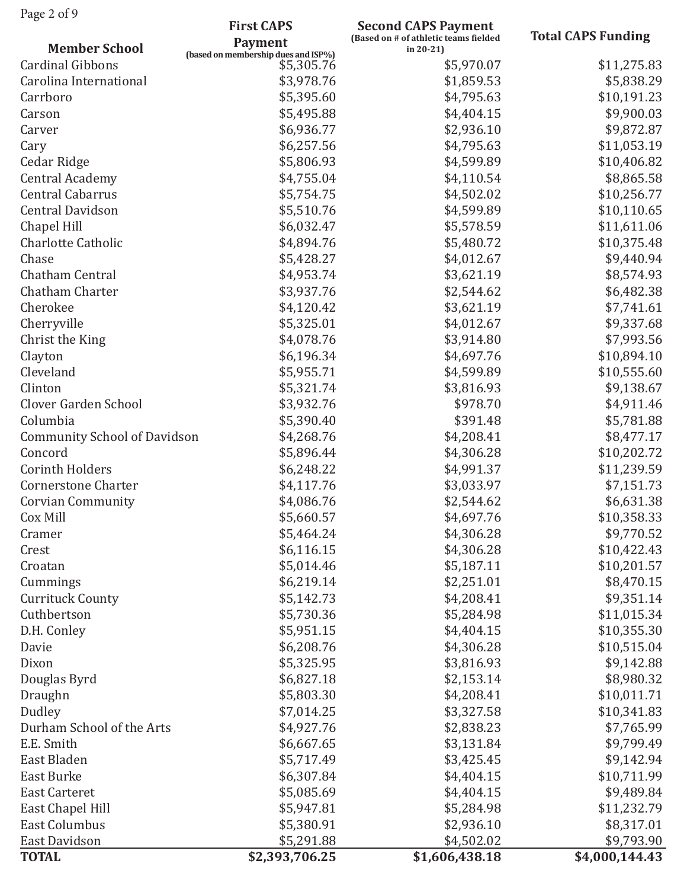| Member School | First CAPS Payment (based on membership dues and ISP%) | Second CAPS Payment (Based on # of athletic teams fielded in 20-21) | Total CAPS Funding |
|---|---|---|---|
| Cardinal Gibbons | $5,305.76 | $5,970.07 | $11,275.83 |
| Carolina International | $3,978.76 | $1,859.53 | $5,838.29 |
| Carrboro | $5,395.60 | $4,795.63 | $10,191.23 |
| Carson | $5,495.88 | $4,404.15 | $9,900.03 |
| Carver | $6,936.77 | $2,936.10 | $9,872.87 |
| Cary | $6,257.56 | $4,795.63 | $11,053.19 |
| Cedar Ridge | $5,806.93 | $4,599.89 | $10,406.82 |
| Central Academy | $4,755.04 | $4,110.54 | $8,865.58 |
| Central Cabarrus | $5,754.75 | $4,502.02 | $10,256.77 |
| Central Davidson | $5,510.76 | $4,599.89 | $10,110.65 |
| Chapel Hill | $6,032.47 | $5,578.59 | $11,611.06 |
| Charlotte Catholic | $4,894.76 | $5,480.72 | $10,375.48 |
| Chase | $5,428.27 | $4,012.67 | $9,440.94 |
| Chatham Central | $4,953.74 | $3,621.19 | $8,574.93 |
| Chatham Charter | $3,937.76 | $2,544.62 | $6,482.38 |
| Cherokee | $4,120.42 | $3,621.19 | $7,741.61 |
| Cherryville | $5,325.01 | $4,012.67 | $9,337.68 |
| Christ the King | $4,078.76 | $3,914.80 | $7,993.56 |
| Clayton | $6,196.34 | $4,697.76 | $10,894.10 |
| Cleveland | $5,955.71 | $4,599.89 | $10,555.60 |
| Clinton | $5,321.74 | $3,816.93 | $9,138.67 |
| Clover Garden School | $3,932.76 | $978.70 | $4,911.46 |
| Columbia | $5,390.40 | $391.48 | $5,781.88 |
| Community School of Davidson | $4,268.76 | $4,208.41 | $8,477.17 |
| Concord | $5,896.44 | $4,306.28 | $10,202.72 |
| Corinth Holders | $6,248.22 | $4,991.37 | $11,239.59 |
| Cornerstone Charter | $4,117.76 | $3,033.97 | $7,151.73 |
| Corvian Community | $4,086.76 | $2,544.62 | $6,631.38 |
| Cox Mill | $5,660.57 | $4,697.76 | $10,358.33 |
| Cramer | $5,464.24 | $4,306.28 | $9,770.52 |
| Crest | $6,116.15 | $4,306.28 | $10,422.43 |
| Croatan | $5,014.46 | $5,187.11 | $10,201.57 |
| Cummings | $6,219.14 | $2,251.01 | $8,470.15 |
| Currituck County | $5,142.73 | $4,208.41 | $9,351.14 |
| Cuthbertson | $5,730.36 | $5,284.98 | $11,015.34 |
| D.H. Conley | $5,951.15 | $4,404.15 | $10,355.30 |
| Davie | $6,208.76 | $4,306.28 | $10,515.04 |
| Dixon | $5,325.95 | $3,816.93 | $9,142.88 |
| Douglas Byrd | $6,827.18 | $2,153.14 | $8,980.32 |
| Draughn | $5,803.30 | $4,208.41 | $10,011.71 |
| Dudley | $7,014.25 | $3,327.58 | $10,341.83 |
| Durham School of the Arts | $4,927.76 | $2,838.23 | $7,765.99 |
| E.E. Smith | $6,667.65 | $3,131.84 | $9,799.49 |
| East Bladen | $5,717.49 | $3,425.45 | $9,142.94 |
| East Burke | $6,307.84 | $4,404.15 | $10,711.99 |
| East Carteret | $5,085.69 | $4,404.15 | $9,489.84 |
| East Chapel Hill | $5,947.81 | $5,284.98 | $11,232.79 |
| East Columbus | $5,380.91 | $2,936.10 | $8,317.01 |
| East Davidson | $5,291.88 | $4,502.02 | $9,793.90 |
| **TOTAL** | **$2,393,706.25** | **$1,606,438.18** | **$4,000,144.43** |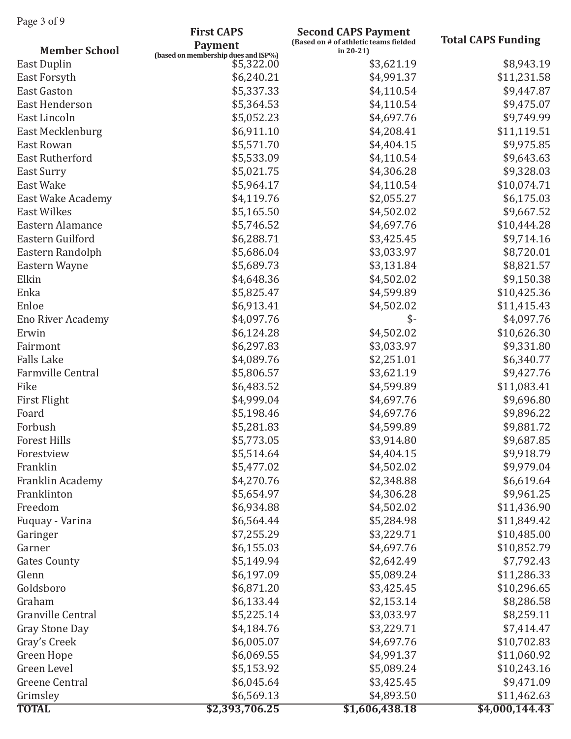| Member School | First CAPS Payment (based on membership dues and ISP%) | Second CAPS Payment (Based on # of athletic teams fielded in 20-21) | Total CAPS Funding |
|---|---|---|---|
| East Duplin | $5,322.00 | $3,621.19 | $8,943.19 |
| East Forsyth | $6,240.21 | $4,991.37 | $11,231.58 |
| East Gaston | $5,337.33 | $4,110.54 | $9,447.87 |
| East Henderson | $5,364.53 | $4,110.54 | $9,475.07 |
| East Lincoln | $5,052.23 | $4,697.76 | $9,749.99 |
| East Mecklenburg | $6,911.10 | $4,208.41 | $11,119.51 |
| East Rowan | $5,571.70 | $4,404.15 | $9,975.85 |
| East Rutherford | $5,533.09 | $4,110.54 | $9,643.63 |
| East Surry | $5,021.75 | $4,306.28 | $9,328.03 |
| East Wake | $5,964.17 | $4,110.54 | $10,074.71 |
| East Wake Academy | $4,119.76 | $2,055.27 | $6,175.03 |
| East Wilkes | $5,165.50 | $4,502.02 | $9,667.52 |
| Eastern Alamance | $5,746.52 | $4,697.76 | $10,444.28 |
| Eastern Guilford | $6,288.71 | $3,425.45 | $9,714.16 |
| Eastern Randolph | $5,686.04 | $3,033.97 | $8,720.01 |
| Eastern Wayne | $5,689.73 | $3,131.84 | $8,821.57 |
| Elkin | $4,648.36 | $4,502.02 | $9,150.38 |
| Enka | $5,825.47 | $4,599.89 | $10,425.36 |
| Enloe | $6,913.41 | $4,502.02 | $11,415.43 |
| Eno River Academy | $4,097.76 | $- | $4,097.76 |
| Erwin | $6,124.28 | $4,502.02 | $10,626.30 |
| Fairmont | $6,297.83 | $3,033.97 | $9,331.80 |
| Falls Lake | $4,089.76 | $2,251.01 | $6,340.77 |
| Farmville Central | $5,806.57 | $3,621.19 | $9,427.76 |
| Fike | $6,483.52 | $4,599.89 | $11,083.41 |
| First Flight | $4,999.04 | $4,697.76 | $9,696.80 |
| Foard | $5,198.46 | $4,697.76 | $9,896.22 |
| Forbush | $5,281.83 | $4,599.89 | $9,881.72 |
| Forest Hills | $5,773.05 | $3,914.80 | $9,687.85 |
| Forestview | $5,514.64 | $4,404.15 | $9,918.79 |
| Franklin | $5,477.02 | $4,502.02 | $9,979.04 |
| Franklin Academy | $4,270.76 | $2,348.88 | $6,619.64 |
| Franklinton | $5,654.97 | $4,306.28 | $9,961.25 |
| Freedom | $6,934.88 | $4,502.02 | $11,436.90 |
| Fuquay - Varina | $6,564.44 | $5,284.98 | $11,849.42 |
| Garinger | $7,255.29 | $3,229.71 | $10,485.00 |
| Garner | $6,155.03 | $4,697.76 | $10,852.79 |
| Gates County | $5,149.94 | $2,642.49 | $7,792.43 |
| Glenn | $6,197.09 | $5,089.24 | $11,286.33 |
| Goldsboro | $6,871.20 | $3,425.45 | $10,296.65 |
| Graham | $6,133.44 | $2,153.14 | $8,286.58 |
| Granville Central | $5,225.14 | $3,033.97 | $8,259.11 |
| Gray Stone Day | $4,184.76 | $3,229.71 | $7,414.47 |
| Gray's Creek | $6,005.07 | $4,697.76 | $10,702.83 |
| Green Hope | $6,069.55 | $4,991.37 | $11,060.92 |
| Green Level | $5,153.92 | $5,089.24 | $10,243.16 |
| Greene Central | $6,045.64 | $3,425.45 | $9,471.09 |
| Grimsley | $6,569.13 | $4,893.50 | $11,462.63 |
| **TOTAL** | **$2,393,706.25** | **$1,606,438.18** | **$4,000,144.43** |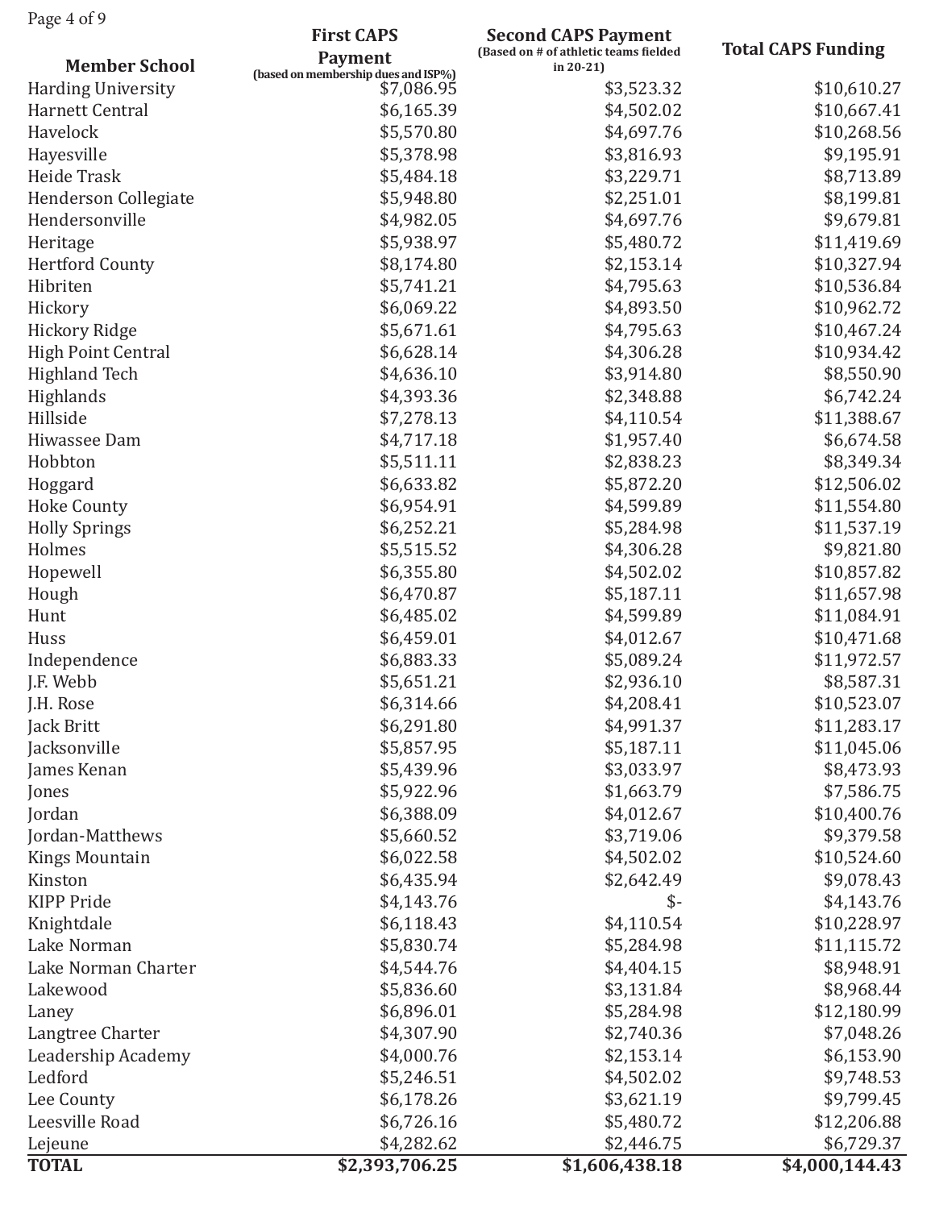| Member School | First CAPS Payment (based on membership dues and ISP%) | Second CAPS Payment (Based on # of athletic teams fielded in 20-21) | Total CAPS Funding |
| --- | --- | --- | --- |
| Harding University | $7,086.95 | $3,523.32 | $10,610.27 |
| Harnett Central | $6,165.39 | $4,502.02 | $10,667.41 |
| Havelock | $5,570.80 | $4,697.76 | $10,268.56 |
| Hayesville | $5,378.98 | $3,816.93 | $9,195.91 |
| Heide Trask | $5,484.18 | $3,229.71 | $8,713.89 |
| Henderson Collegiate | $5,948.80 | $2,251.01 | $8,199.81 |
| Hendersonville | $4,982.05 | $4,697.76 | $9,679.81 |
| Heritage | $5,938.97 | $5,480.72 | $11,419.69 |
| Hertford County | $8,174.80 | $2,153.14 | $10,327.94 |
| Hibriten | $5,741.21 | $4,795.63 | $10,536.84 |
| Hickory | $6,069.22 | $4,893.50 | $10,962.72 |
| Hickory Ridge | $5,671.61 | $4,795.63 | $10,467.24 |
| High Point Central | $6,628.14 | $4,306.28 | $10,934.42 |
| Highland Tech | $4,636.10 | $3,914.80 | $8,550.90 |
| Highlands | $4,393.36 | $2,348.88 | $6,742.24 |
| Hillside | $7,278.13 | $4,110.54 | $11,388.67 |
| Hiwassee Dam | $4,717.18 | $1,957.40 | $6,674.58 |
| Hobbton | $5,511.11 | $2,838.23 | $8,349.34 |
| Hoggard | $6,633.82 | $5,872.20 | $12,506.02 |
| Hoke County | $6,954.91 | $4,599.89 | $11,554.80 |
| Holly Springs | $6,252.21 | $5,284.98 | $11,537.19 |
| Holmes | $5,515.52 | $4,306.28 | $9,821.80 |
| Hopewell | $6,355.80 | $4,502.02 | $10,857.82 |
| Hough | $6,470.87 | $5,187.11 | $11,657.98 |
| Hunt | $6,485.02 | $4,599.89 | $11,084.91 |
| Huss | $6,459.01 | $4,012.67 | $10,471.68 |
| Independence | $6,883.33 | $5,089.24 | $11,972.57 |
| J.F. Webb | $5,651.21 | $2,936.10 | $8,587.31 |
| J.H. Rose | $6,314.66 | $4,208.41 | $10,523.07 |
| Jack Britt | $6,291.80 | $4,991.37 | $11,283.17 |
| Jacksonville | $5,857.95 | $5,187.11 | $11,045.06 |
| James Kenan | $5,439.96 | $3,033.97 | $8,473.93 |
| Jones | $5,922.96 | $1,663.79 | $7,586.75 |
| Jordan | $6,388.09 | $4,012.67 | $10,400.76 |
| Jordan-Matthews | $5,660.52 | $3,719.06 | $9,379.58 |
| Kings Mountain | $6,022.58 | $4,502.02 | $10,524.60 |
| Kinston | $6,435.94 | $2,642.49 | $9,078.43 |
| KIPP Pride | $4,143.76 | $- | $4,143.76 |
| Knightdale | $6,118.43 | $4,110.54 | $10,228.97 |
| Lake Norman | $5,830.74 | $5,284.98 | $11,115.72 |
| Lake Norman Charter | $4,544.76 | $4,404.15 | $8,948.91 |
| Lakewood | $5,836.60 | $3,131.84 | $8,968.44 |
| Laney | $6,896.01 | $5,284.98 | $12,180.99 |
| Langtree Charter | $4,307.90 | $2,740.36 | $7,048.26 |
| Leadership Academy | $4,000.76 | $2,153.14 | $6,153.90 |
| Ledford | $5,246.51 | $4,502.02 | $9,748.53 |
| Lee County | $6,178.26 | $3,621.19 | $9,799.45 |
| Leesville Road | $6,726.16 | $5,480.72 | $12,206.88 |
| Lejeune | $4,282.62 | $2,446.75 | $6,729.37 |
| **TOTAL** | **$2,393,706.25** | **$1,606,438.18** | **$4,000,144.43** |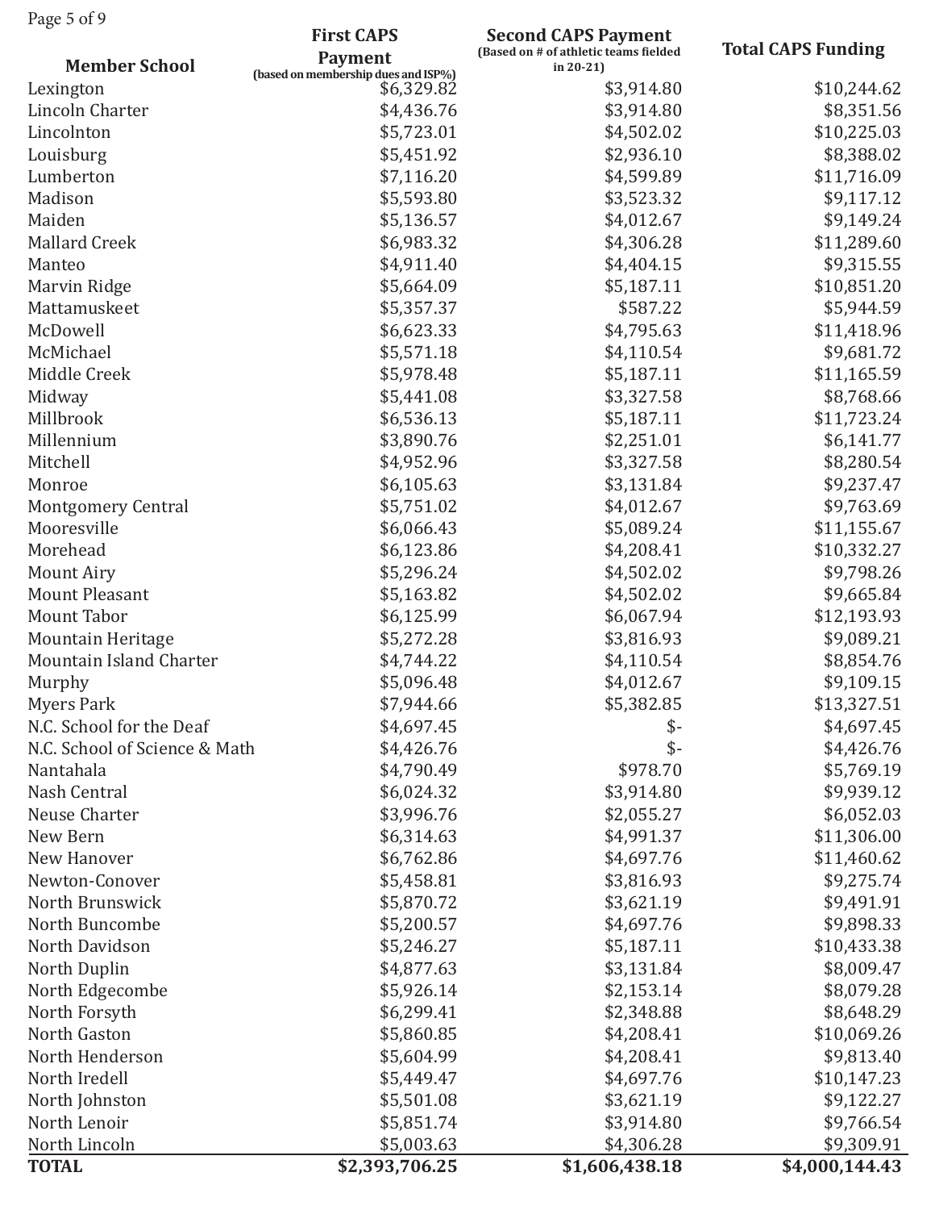| Member School | First CAPS Payment (based on membership dues and ISP%) | Second CAPS Payment (Based on # of athletic teams fielded in 20-21) | Total CAPS Funding |
|---|---|---|---|
| Lexington | $6,329.82 | $3,914.80 | $10,244.62 |
| Lincoln Charter | $4,436.76 | $3,914.80 | $8,351.56 |
| Lincolnton | $5,723.01 | $4,502.02 | $10,225.03 |
| Louisburg | $5,451.92 | $2,936.10 | $8,388.02 |
| Lumberton | $7,116.20 | $4,599.89 | $11,716.09 |
| Madison | $5,593.80 | $3,523.32 | $9,117.12 |
| Maiden | $5,136.57 | $4,012.67 | $9,149.24 |
| Mallard Creek | $6,983.32 | $4,306.28 | $11,289.60 |
| Manteo | $4,911.40 | $4,404.15 | $9,315.55 |
| Marvin Ridge | $5,664.09 | $5,187.11 | $10,851.20 |
| Mattamuskeet | $5,357.37 | $587.22 | $5,944.59 |
| McDowell | $6,623.33 | $4,795.63 | $11,418.96 |
| McMichael | $5,571.18 | $4,110.54 | $9,681.72 |
| Middle Creek | $5,978.48 | $5,187.11 | $11,165.59 |
| Midway | $5,441.08 | $3,327.58 | $8,768.66 |
| Millbrook | $6,536.13 | $5,187.11 | $11,723.24 |
| Millennium | $3,890.76 | $2,251.01 | $6,141.77 |
| Mitchell | $4,952.96 | $3,327.58 | $8,280.54 |
| Monroe | $6,105.63 | $3,131.84 | $9,237.47 |
| Montgomery Central | $5,751.02 | $4,012.67 | $9,763.69 |
| Mooresville | $6,066.43 | $5,089.24 | $11,155.67 |
| Morehead | $6,123.86 | $4,208.41 | $10,332.27 |
| Mount Airy | $5,296.24 | $4,502.02 | $9,798.26 |
| Mount Pleasant | $5,163.82 | $4,502.02 | $9,665.84 |
| Mount Tabor | $6,125.99 | $6,067.94 | $12,193.93 |
| Mountain Heritage | $5,272.28 | $3,816.93 | $9,089.21 |
| Mountain Island Charter | $4,744.22 | $4,110.54 | $8,854.76 |
| Murphy | $5,096.48 | $4,012.67 | $9,109.15 |
| Myers Park | $7,944.66 | $5,382.85 | $13,327.51 |
| N.C. School for the Deaf | $4,697.45 | $- | $4,697.45 |
| N.C. School of Science & Math | $4,426.76 | $- | $4,426.76 |
| Nantahala | $4,790.49 | $978.70 | $5,769.19 |
| Nash Central | $6,024.32 | $3,914.80 | $9,939.12 |
| Neuse Charter | $3,996.76 | $2,055.27 | $6,052.03 |
| New Bern | $6,314.63 | $4,991.37 | $11,306.00 |
| New Hanover | $6,762.86 | $4,697.76 | $11,460.62 |
| Newton-Conover | $5,458.81 | $3,816.93 | $9,275.74 |
| North Brunswick | $5,870.72 | $3,621.19 | $9,491.91 |
| North Buncombe | $5,200.57 | $4,697.76 | $9,898.33 |
| North Davidson | $5,246.27 | $5,187.11 | $10,433.38 |
| North Duplin | $4,877.63 | $3,131.84 | $8,009.47 |
| North Edgecombe | $5,926.14 | $2,153.14 | $8,079.28 |
| North Forsyth | $6,299.41 | $2,348.88 | $8,648.29 |
| North Gaston | $5,860.85 | $4,208.41 | $10,069.26 |
| North Henderson | $5,604.99 | $4,208.41 | $9,813.40 |
| North Iredell | $5,449.47 | $4,697.76 | $10,147.23 |
| North Johnston | $5,501.08 | $3,621.19 | $9,122.27 |
| North Lenoir | $5,851.74 | $3,914.80 | $9,766.54 |
| North Lincoln | $5,003.63 | $4,306.28 | $9,309.91 |
| **TOTAL** | **$2,393,706.25** | **$1,606,438.18** | **$4,000,144.43** |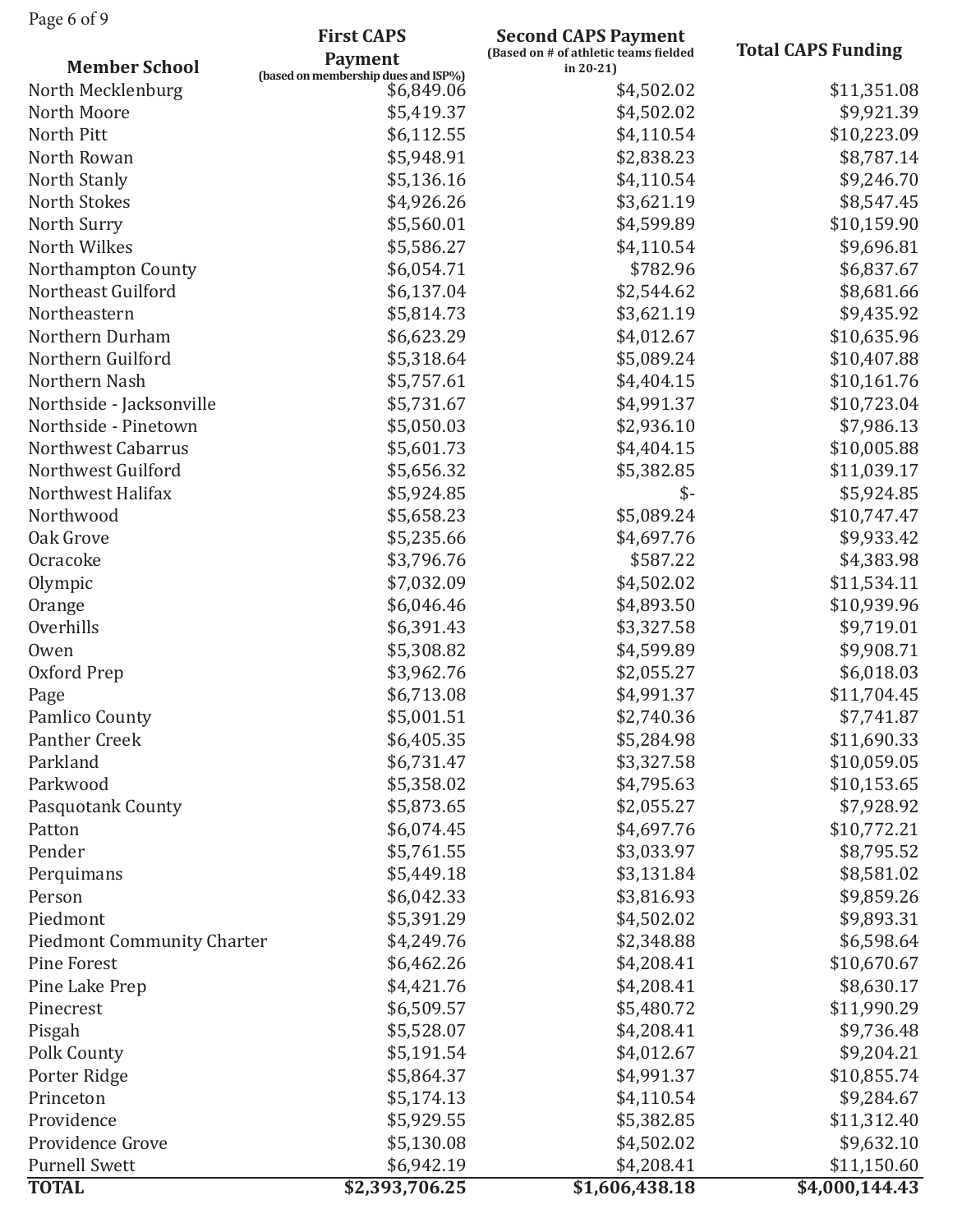| Member School | First CAPS Payment (based on membership dues and ISP%) | Second CAPS Payment (Based on # of athletic teams fielded in 20-21) | Total CAPS Funding |
|---|---|---|---|
| North Mecklenburg | $6,849.06 | $4,502.02 | $11,351.08 |
| North Moore | $5,419.37 | $4,502.02 | $9,921.39 |
| North Pitt | $6,112.55 | $4,110.54 | $10,223.09 |
| North Rowan | $5,948.91 | $2,838.23 | $8,787.14 |
| North Stanly | $5,136.16 | $4,110.54 | $9,246.70 |
| North Stokes | $4,926.26 | $3,621.19 | $8,547.45 |
| North Surry | $5,560.01 | $4,599.89 | $10,159.90 |
| North Wilkes | $5,586.27 | $4,110.54 | $9,696.81 |
| Northampton County | $6,054.71 | $782.96 | $6,837.67 |
| Northeast Guilford | $6,137.04 | $2,544.62 | $8,681.66 |
| Northeastern | $5,814.73 | $3,621.19 | $9,435.92 |
| Northern Durham | $6,623.29 | $4,012.67 | $10,635.96 |
| Northern Guilford | $5,318.64 | $5,089.24 | $10,407.88 |
| Northern Nash | $5,757.61 | $4,404.15 | $10,161.76 |
| Northside - Jacksonville | $5,731.67 | $4,991.37 | $10,723.04 |
| Northside - Pinetown | $5,050.03 | $2,936.10 | $7,986.13 |
| Northwest Cabarrus | $5,601.73 | $4,404.15 | $10,005.88 |
| Northwest Guilford | $5,656.32 | $5,382.85 | $11,039.17 |
| Northwest Halifax | $5,924.85 | $- | $5,924.85 |
| Northwood | $5,658.23 | $5,089.24 | $10,747.47 |
| Oak Grove | $5,235.66 | $4,697.76 | $9,933.42 |
| Ocracoke | $3,796.76 | $587.22 | $4,383.98 |
| Olympic | $7,032.09 | $4,502.02 | $11,534.11 |
| Orange | $6,046.46 | $4,893.50 | $10,939.96 |
| Overhills | $6,391.43 | $3,327.58 | $9,719.01 |
| Owen | $5,308.82 | $4,599.89 | $9,908.71 |
| Oxford Prep | $3,962.76 | $2,055.27 | $6,018.03 |
| Page | $6,713.08 | $4,991.37 | $11,704.45 |
| Pamlico County | $5,001.51 | $2,740.36 | $7,741.87 |
| Panther Creek | $6,405.35 | $5,284.98 | $11,690.33 |
| Parkland | $6,731.47 | $3,327.58 | $10,059.05 |
| Parkwood | $5,358.02 | $4,795.63 | $10,153.65 |
| Pasquotank County | $5,873.65 | $2,055.27 | $7,928.92 |
| Patton | $6,074.45 | $4,697.76 | $10,772.21 |
| Pender | $5,761.55 | $3,033.97 | $8,795.52 |
| Perquimans | $5,449.18 | $3,131.84 | $8,581.02 |
| Person | $6,042.33 | $3,816.93 | $9,859.26 |
| Piedmont | $5,391.29 | $4,502.02 | $9,893.31 |
| Piedmont Community Charter | $4,249.76 | $2,348.88 | $6,598.64 |
| Pine Forest | $6,462.26 | $4,208.41 | $10,670.67 |
| Pine Lake Prep | $4,421.76 | $4,208.41 | $8,630.17 |
| Pinecrest | $6,509.57 | $5,480.72 | $11,990.29 |
| Pisgah | $5,528.07 | $4,208.41 | $9,736.48 |
| Polk County | $5,191.54 | $4,012.67 | $9,204.21 |
| Porter Ridge | $5,864.37 | $4,991.37 | $10,855.74 |
| Princeton | $5,174.13 | $4,110.54 | $9,284.67 |
| Providence | $5,929.55 | $5,382.85 | $11,312.40 |
| Providence Grove | $5,130.08 | $4,502.02 | $9,632.10 |
| Purnell Swett | $6,942.19 | $4,208.41 | $11,150.60 |
| **TOTAL** | **$2,393,706.25** | **$1,606,438.18** | **$4,000,144.43** |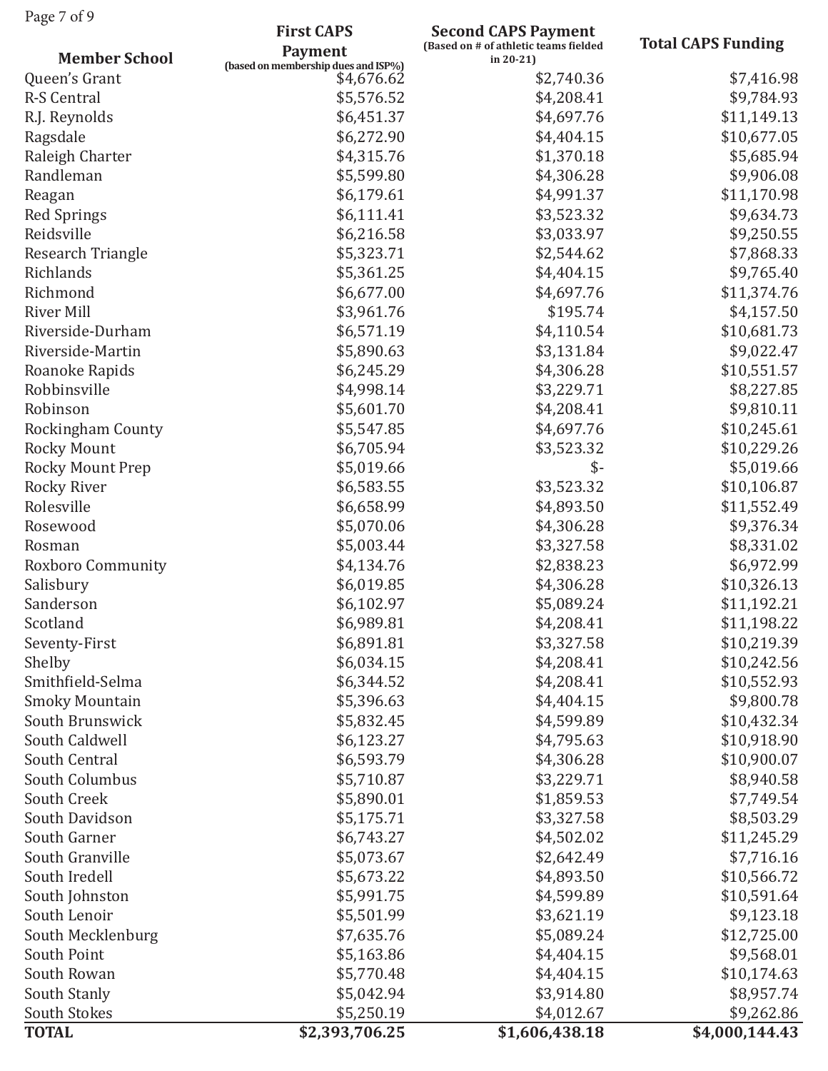| Member School | First CAPS Payment (based on membership dues and ISP%) | Second CAPS Payment (Based on # of athletic teams fielded in 20-21) | Total CAPS Funding |
|---|---|---|---|
| Queen's Grant | $4,676.62 | $2,740.36 | $7,416.98 |
| R-S Central | $5,576.52 | $4,208.41 | $9,784.93 |
| R.J. Reynolds | $6,451.37 | $4,697.76 | $11,149.13 |
| Ragsdale | $6,272.90 | $4,404.15 | $10,677.05 |
| Raleigh Charter | $4,315.76 | $1,370.18 | $5,685.94 |
| Randleman | $5,599.80 | $4,306.28 | $9,906.08 |
| Reagan | $6,179.61 | $4,991.37 | $11,170.98 |
| Red Springs | $6,111.41 | $3,523.32 | $9,634.73 |
| Reidsville | $6,216.58 | $3,033.97 | $9,250.55 |
| Research Triangle | $5,323.71 | $2,544.62 | $7,868.33 |
| Richlands | $5,361.25 | $4,404.15 | $9,765.40 |
| Richmond | $6,677.00 | $4,697.76 | $11,374.76 |
| River Mill | $3,961.76 | $195.74 | $4,157.50 |
| Riverside-Durham | $6,571.19 | $4,110.54 | $10,681.73 |
| Riverside-Martin | $5,890.63 | $3,131.84 | $9,022.47 |
| Roanoke Rapids | $6,245.29 | $4,306.28 | $10,551.57 |
| Robbinsville | $4,998.14 | $3,229.71 | $8,227.85 |
| Robinson | $5,601.70 | $4,208.41 | $9,810.11 |
| Rockingham County | $5,547.85 | $4,697.76 | $10,245.61 |
| Rocky Mount | $6,705.94 | $3,523.32 | $10,229.26 |
| Rocky Mount Prep | $5,019.66 | $- | $5,019.66 |
| Rocky River | $6,583.55 | $3,523.32 | $10,106.87 |
| Rolesville | $6,658.99 | $4,893.50 | $11,552.49 |
| Rosewood | $5,070.06 | $4,306.28 | $9,376.34 |
| Rosman | $5,003.44 | $3,327.58 | $8,331.02 |
| Roxboro Community | $4,134.76 | $2,838.23 | $6,972.99 |
| Salisbury | $6,019.85 | $4,306.28 | $10,326.13 |
| Sanderson | $6,102.97 | $5,089.24 | $11,192.21 |
| Scotland | $6,989.81 | $4,208.41 | $11,198.22 |
| Seventy-First | $6,891.81 | $3,327.58 | $10,219.39 |
| Shelby | $6,034.15 | $4,208.41 | $10,242.56 |
| Smithfield-Selma | $6,344.52 | $4,208.41 | $10,552.93 |
| Smoky Mountain | $5,396.63 | $4,404.15 | $9,800.78 |
| South Brunswick | $5,832.45 | $4,599.89 | $10,432.34 |
| South Caldwell | $6,123.27 | $4,795.63 | $10,918.90 |
| South Central | $6,593.79 | $4,306.28 | $10,900.07 |
| South Columbus | $5,710.87 | $3,229.71 | $8,940.58 |
| South Creek | $5,890.01 | $1,859.53 | $7,749.54 |
| South Davidson | $5,175.71 | $3,327.58 | $8,503.29 |
| South Garner | $6,743.27 | $4,502.02 | $11,245.29 |
| South Granville | $5,073.67 | $2,642.49 | $7,716.16 |
| South Iredell | $5,673.22 | $4,893.50 | $10,566.72 |
| South Johnston | $5,991.75 | $4,599.89 | $10,591.64 |
| South Lenoir | $5,501.99 | $3,621.19 | $9,123.18 |
| South Mecklenburg | $7,635.76 | $5,089.24 | $12,725.00 |
| South Point | $5,163.86 | $4,404.15 | $9,568.01 |
| South Rowan | $5,770.48 | $4,404.15 | $10,174.63 |
| South Stanly | $5,042.94 | $3,914.80 | $8,957.74 |
| South Stokes | $5,250.19 | $4,012.67 | $9,262.86 |
| **TOTAL** | **$2,393,706.25** | **$1,606,438.18** | **$4,000,144.43** |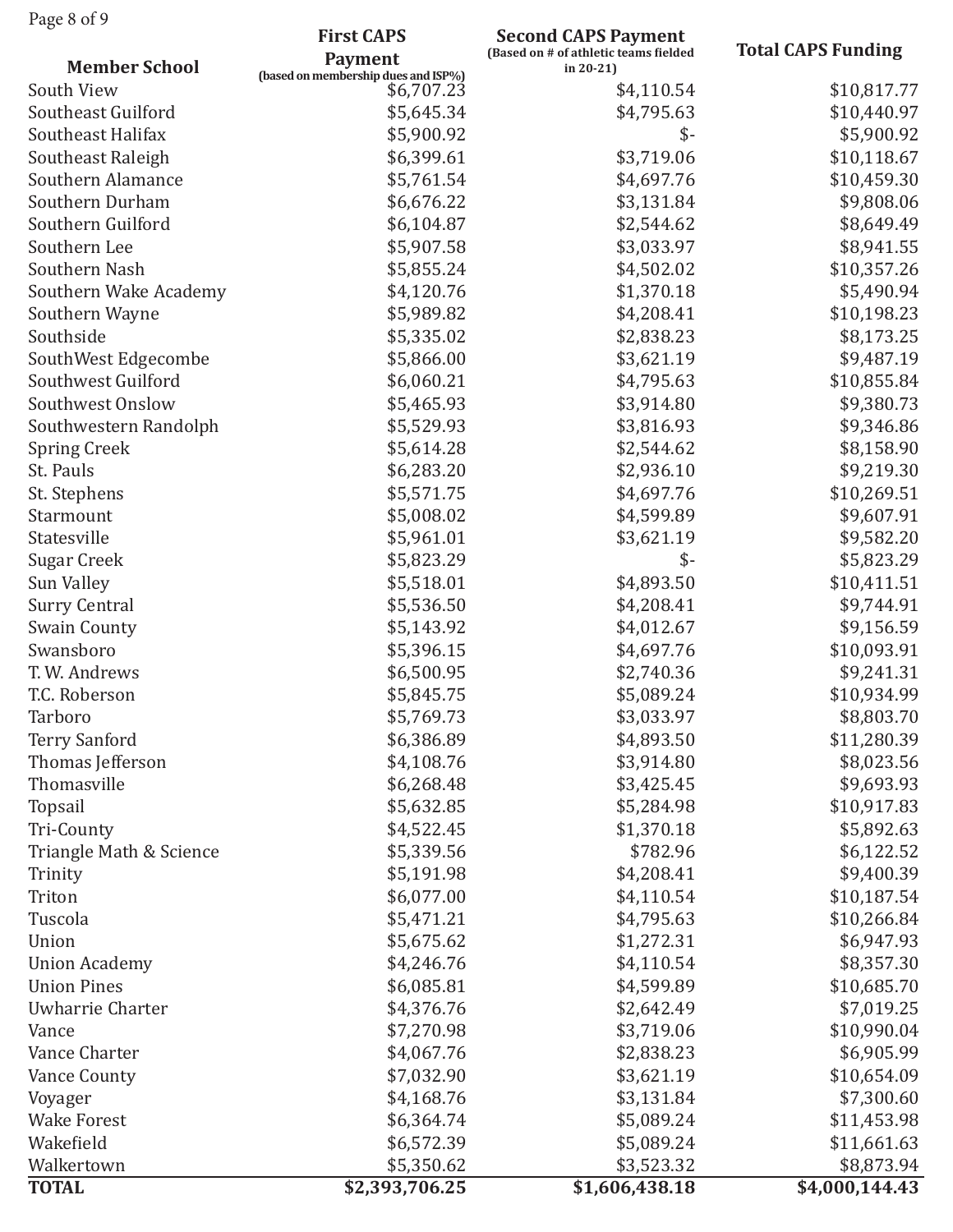| Member School | First CAPS Payment (based on membership dues and ISP%) | Second CAPS Payment (Based on # of athletic teams fielded in 20-21) | Total CAPS Funding |
|---|---|---|---|
| South View | $6,707.23 | $4,110.54 | $10,817.77 |
| Southeast Guilford | $5,645.34 | $4,795.63 | $10,440.97 |
| Southeast Halifax | $5,900.92 | $- | $5,900.92 |
| Southeast Raleigh | $6,399.61 | $3,719.06 | $10,118.67 |
| Southern Alamance | $5,761.54 | $4,697.76 | $10,459.30 |
| Southern Durham | $6,676.22 | $3,131.84 | $9,808.06 |
| Southern Guilford | $6,104.87 | $2,544.62 | $8,649.49 |
| Southern Lee | $5,907.58 | $3,033.97 | $8,941.55 |
| Southern Nash | $5,855.24 | $4,502.02 | $10,357.26 |
| Southern Wake Academy | $4,120.76 | $1,370.18 | $5,490.94 |
| Southern Wayne | $5,989.82 | $4,208.41 | $10,198.23 |
| Southside | $5,335.02 | $2,838.23 | $8,173.25 |
| SouthWest Edgecombe | $5,866.00 | $3,621.19 | $9,487.19 |
| Southwest Guilford | $6,060.21 | $4,795.63 | $10,855.84 |
| Southwest Onslow | $5,465.93 | $3,914.80 | $9,380.73 |
| Southwestern Randolph | $5,529.93 | $3,816.93 | $9,346.86 |
| Spring Creek | $5,614.28 | $2,544.62 | $8,158.90 |
| St. Pauls | $6,283.20 | $2,936.10 | $9,219.30 |
| St. Stephens | $5,571.75 | $4,697.76 | $10,269.51 |
| Starmount | $5,008.02 | $4,599.89 | $9,607.91 |
| Statesville | $5,961.01 | $3,621.19 | $9,582.20 |
| Sugar Creek | $5,823.29 | $- | $5,823.29 |
| Sun Valley | $5,518.01 | $4,893.50 | $10,411.51 |
| Surry Central | $5,536.50 | $4,208.41 | $9,744.91 |
| Swain County | $5,143.92 | $4,012.67 | $9,156.59 |
| Swansboro | $5,396.15 | $4,697.76 | $10,093.91 |
| T. W. Andrews | $6,500.95 | $2,740.36 | $9,241.31 |
| T.C. Roberson | $5,845.75 | $5,089.24 | $10,934.99 |
| Tarboro | $5,769.73 | $3,033.97 | $8,803.70 |
| Terry Sanford | $6,386.89 | $4,893.50 | $11,280.39 |
| Thomas Jefferson | $4,108.76 | $3,914.80 | $8,023.56 |
| Thomasville | $6,268.48 | $3,425.45 | $9,693.93 |
| Topsail | $5,632.85 | $5,284.98 | $10,917.83 |
| Tri-County | $4,522.45 | $1,370.18 | $5,892.63 |
| Triangle Math & Science | $5,339.56 | $782.96 | $6,122.52 |
| Trinity | $5,191.98 | $4,208.41 | $9,400.39 |
| Triton | $6,077.00 | $4,110.54 | $10,187.54 |
| Tuscola | $5,471.21 | $4,795.63 | $10,266.84 |
| Union | $5,675.62 | $1,272.31 | $6,947.93 |
| Union Academy | $4,246.76 | $4,110.54 | $8,357.30 |
| Union Pines | $6,085.81 | $4,599.89 | $10,685.70 |
| Uwharrie Charter | $4,376.76 | $2,642.49 | $7,019.25 |
| Vance | $7,270.98 | $3,719.06 | $10,990.04 |
| Vance Charter | $4,067.76 | $2,838.23 | $6,905.99 |
| Vance County | $7,032.90 | $3,621.19 | $10,654.09 |
| Voyager | $4,168.76 | $3,131.84 | $7,300.60 |
| Wake Forest | $6,364.74 | $5,089.24 | $11,453.98 |
| Wakefield | $6,572.39 | $5,089.24 | $11,661.63 |
| Walkertown | $5,350.62 | $3,523.32 | $8,873.94 |
| **TOTAL** | **$2,393,706.25** | **$1,606,438.18** | **$4,000,144.43** |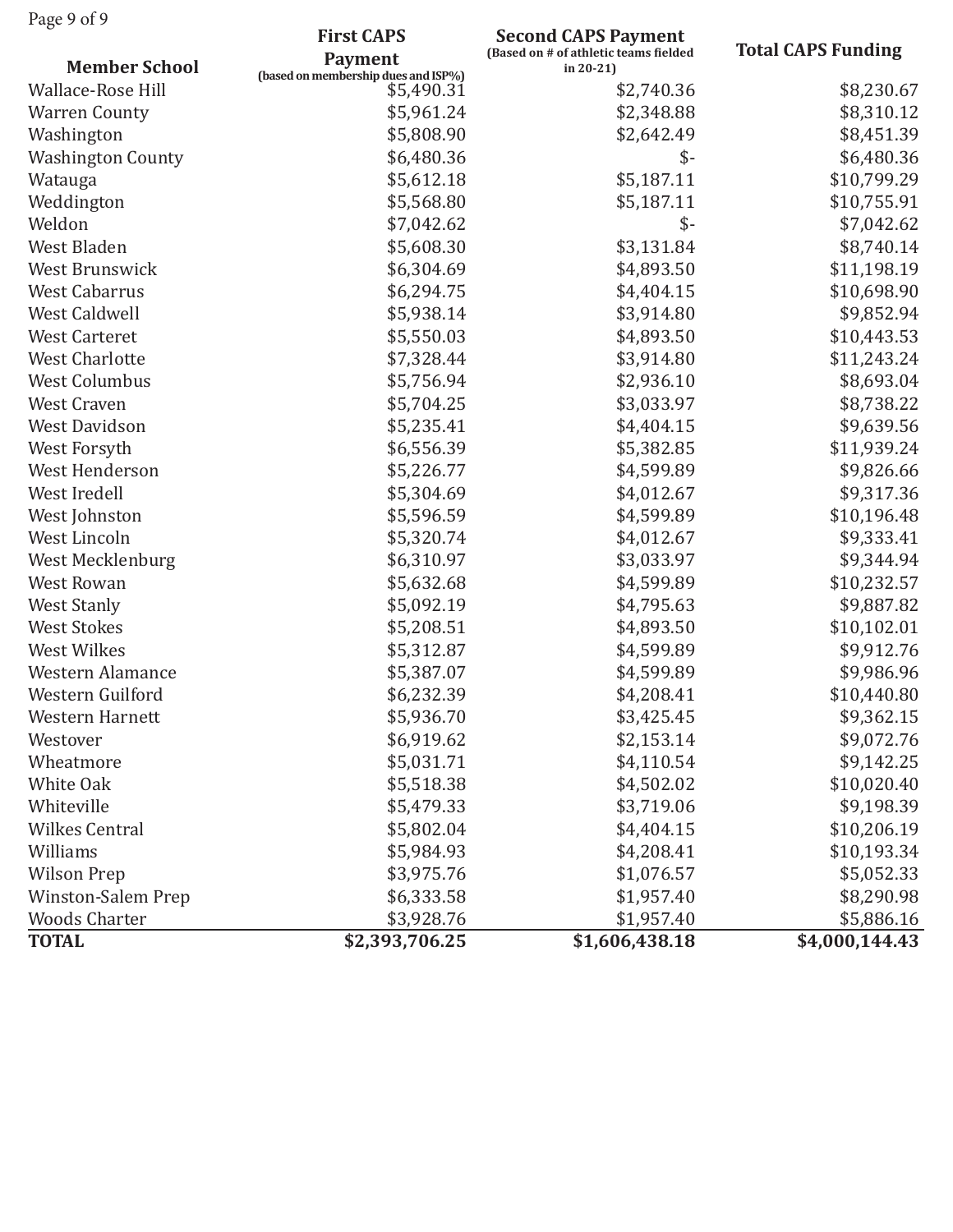| Member School | First CAPS Payment (based on membership dues and ISP%) | Second CAPS Payment (Based on # of athletic teams fielded in 20-21) | Total CAPS Funding |
|---|---|---|---|
| Wallace-Rose Hill | $5,490.31 | $2,740.36 | $8,230.67 |
| Warren County | $5,961.24 | $2,348.88 | $8,310.12 |
| Washington | $5,808.90 | $2,642.49 | $8,451.39 |
| Washington County | $6,480.36 | $- | $6,480.36 |
| Watauga | $5,612.18 | $5,187.11 | $10,799.29 |
| Weddington | $5,568.80 | $5,187.11 | $10,755.91 |
| Weldon | $7,042.62 | $- | $7,042.62 |
| West Bladen | $5,608.30 | $3,131.84 | $8,740.14 |
| West Brunswick | $6,304.69 | $4,893.50 | $11,198.19 |
| West Cabarrus | $6,294.75 | $4,404.15 | $10,698.90 |
| West Caldwell | $5,938.14 | $3,914.80 | $9,852.94 |
| West Carteret | $5,550.03 | $4,893.50 | $10,443.53 |
| West Charlotte | $7,328.44 | $3,914.80 | $11,243.24 |
| West Columbus | $5,756.94 | $2,936.10 | $8,693.04 |
| West Craven | $5,704.25 | $3,033.97 | $8,738.22 |
| West Davidson | $5,235.41 | $4,404.15 | $9,639.56 |
| West Forsyth | $6,556.39 | $5,382.85 | $11,939.24 |
| West Henderson | $5,226.77 | $4,599.89 | $9,826.66 |
| West Iredell | $5,304.69 | $4,012.67 | $9,317.36 |
| West Johnston | $5,596.59 | $4,599.89 | $10,196.48 |
| West Lincoln | $5,320.74 | $4,012.67 | $9,333.41 |
| West Mecklenburg | $6,310.97 | $3,033.97 | $9,344.94 |
| West Rowan | $5,632.68 | $4,599.89 | $10,232.57 |
| West Stanly | $5,092.19 | $4,795.63 | $9,887.82 |
| West Stokes | $5,208.51 | $4,893.50 | $10,102.01 |
| West Wilkes | $5,312.87 | $4,599.89 | $9,912.76 |
| Western Alamance | $5,387.07 | $4,599.89 | $9,986.96 |
| Western Guilford | $6,232.39 | $4,208.41 | $10,440.80 |
| Western Harnett | $5,936.70 | $3,425.45 | $9,362.15 |
| Westover | $6,919.62 | $2,153.14 | $9,072.76 |
| Wheatmore | $5,031.71 | $4,110.54 | $9,142.25 |
| White Oak | $5,518.38 | $4,502.02 | $10,020.40 |
| Whiteville | $5,479.33 | $3,719.06 | $9,198.39 |
| Wilkes Central | $5,802.04 | $4,404.15 | $10,206.19 |
| Williams | $5,984.93 | $4,208.41 | $10,193.34 |
| Wilson Prep | $3,975.76 | $1,076.57 | $5,052.33 |
| Winston-Salem Prep | $6,333.58 | $1,957.40 | $8,290.98 |
| Woods Charter | $3,928.76 | $1,957.40 | $5,886.16 |
| **TOTAL** | **$2,393,706.25** | **$1,606,438.18** | **$4,000,144.43** |